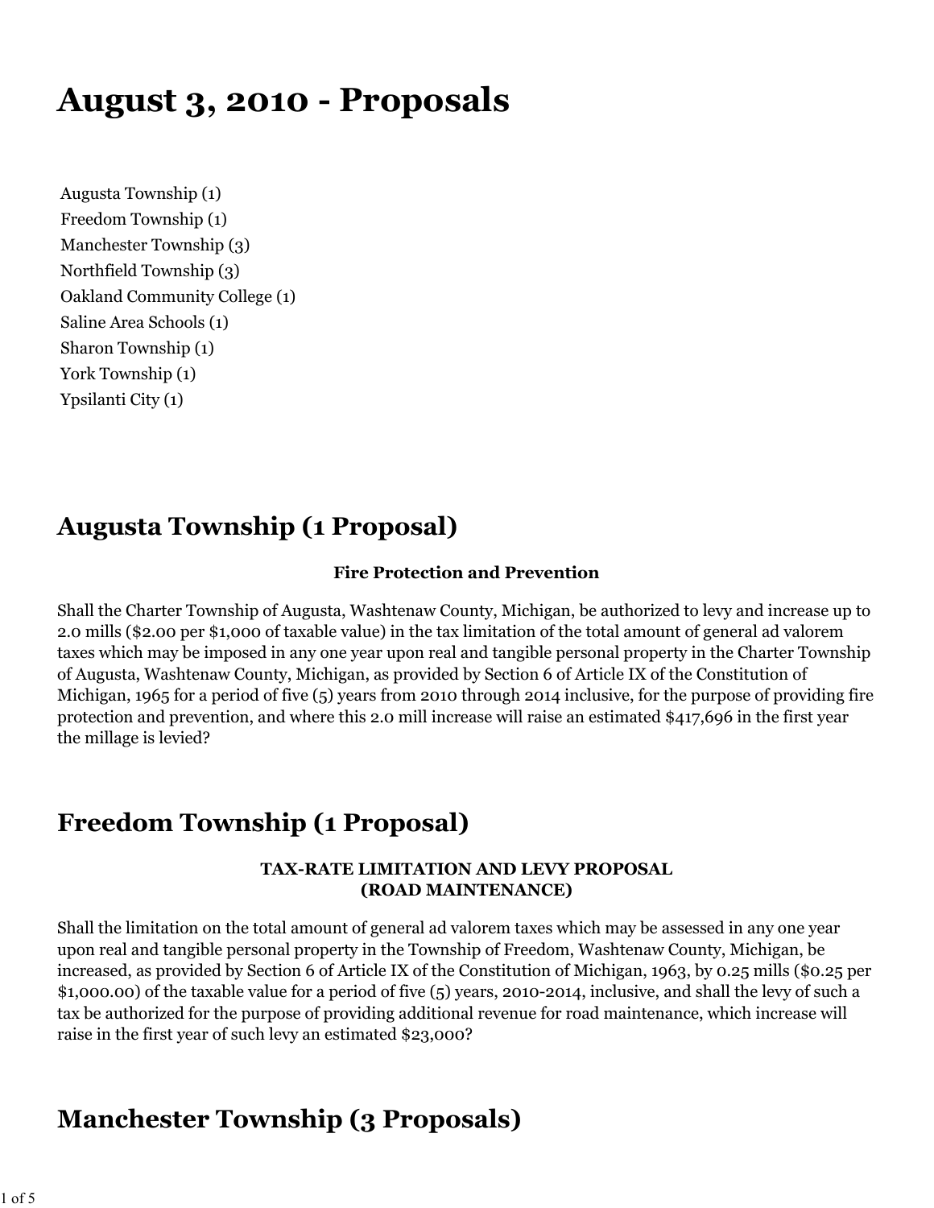# August 3, 2010 - Proposals

Augusta Township (1)
Freedom Township (1)
Manchester Township (3)
Northfield Township (3)
Oakland Community College (1)
Saline Area Schools (1)
Sharon Township (1)
York Township (1)
Ypsilanti City (1)

## Augusta Township (1 Proposal)

**Fire Protection and Prevention**

Shall the Charter Township of Augusta, Washtenaw County, Michigan, be authorized to levy and increase up to 2.0 mills ($2.00 per $1,000 of taxable value) in the tax limitation of the total amount of general ad valorem taxes which may be imposed in any one year upon real and tangible personal property in the Charter Township of Augusta, Washtenaw County, Michigan, as provided by Section 6 of Article IX of the Constitution of Michigan, 1965 for a period of five (5) years from 2010 through 2014 inclusive, for the purpose of providing fire protection and prevention, and where this 2.0 mill increase will raise an estimated $417,696 in the first year the millage is levied?

## Freedom Township (1 Proposal)

**TAX-RATE LIMITATION AND LEVY PROPOSAL**
**(ROAD MAINTENANCE)**

Shall the limitation on the total amount of general ad valorem taxes which may be assessed in any one year upon real and tangible personal property in the Township of Freedom, Washtenaw County, Michigan, be increased, as provided by Section 6 of Article IX of the Constitution of Michigan, 1963, by 0.25 mills ($0.25 per $1,000.00) of the taxable value for a period of five (5) years, 2010-2014, inclusive, and shall the levy of such a tax be authorized for the purpose of providing additional revenue for road maintenance, which increase will raise in the first year of such levy an estimated $23,000?

## Manchester Township (3 Proposals)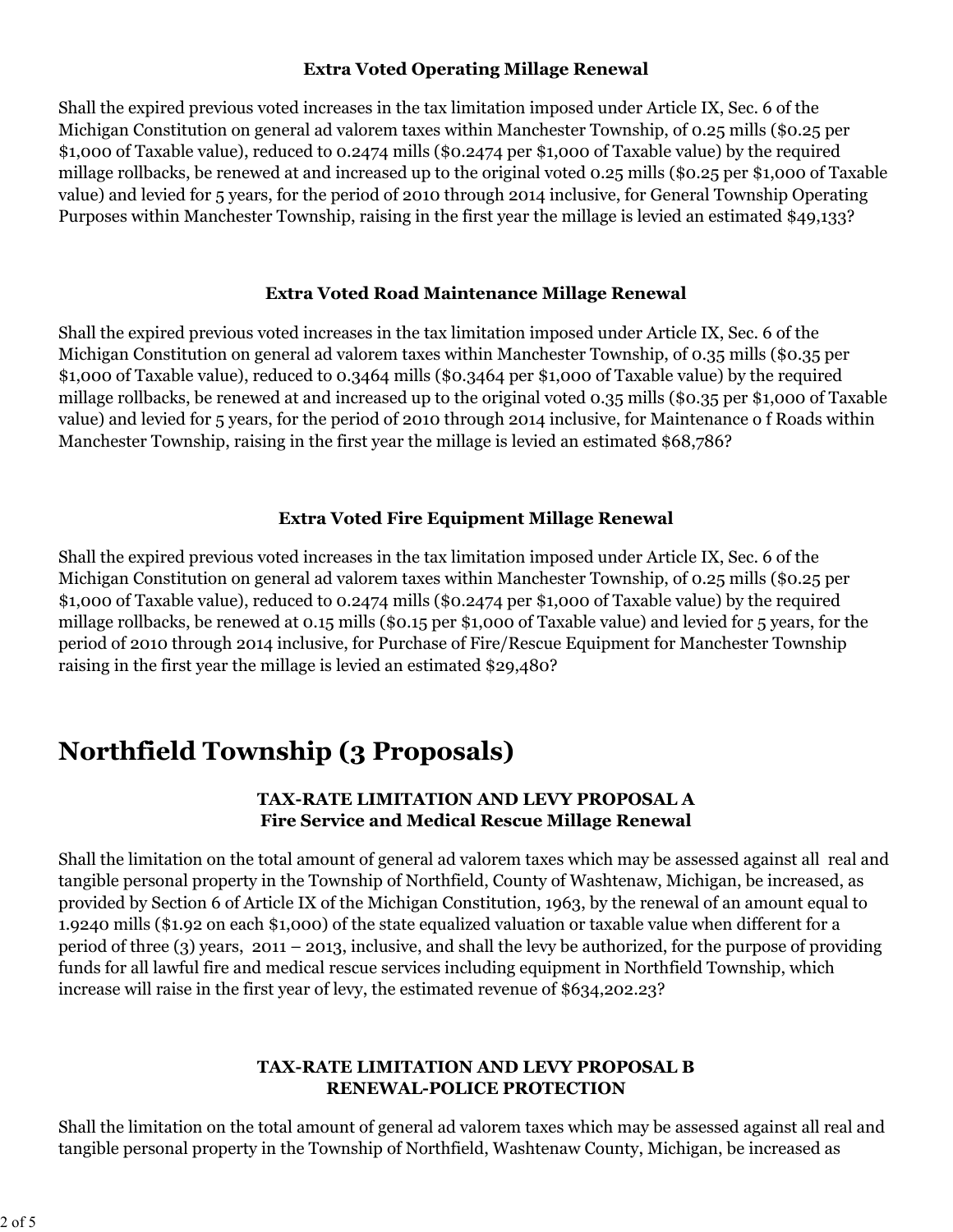### Extra Voted Operating Millage Renewal

Shall the expired previous voted increases in the tax limitation imposed under Article IX, Sec. 6 of the Michigan Constitution on general ad valorem taxes within Manchester Township, of 0.25 mills ($0.25 per $1,000 of Taxable value), reduced to 0.2474 mills ($0.2474 per $1,000 of Taxable value) by the required millage rollbacks, be renewed at and increased up to the original voted 0.25 mills ($0.25 per $1,000 of Taxable value) and levied for 5 years, for the period of 2010 through 2014 inclusive, for General Township Operating Purposes within Manchester Township, raising in the first year the millage is levied an estimated $49,133?

### Extra Voted Road Maintenance Millage Renewal

Shall the expired previous voted increases in the tax limitation imposed under Article IX, Sec. 6 of the Michigan Constitution on general ad valorem taxes within Manchester Township, of 0.35 mills ($0.35 per $1,000 of Taxable value), reduced to 0.3464 mills ($0.3464 per $1,000 of Taxable value) by the required millage rollbacks, be renewed at and increased up to the original voted 0.35 mills ($0.35 per $1,000 of Taxable value) and levied for 5 years, for the period of 2010 through 2014 inclusive, for Maintenance o f Roads within Manchester Township, raising in the first year the millage is levied an estimated $68,786?

### Extra Voted Fire Equipment Millage Renewal

Shall the expired previous voted increases in the tax limitation imposed under Article IX, Sec. 6 of the Michigan Constitution on general ad valorem taxes within Manchester Township, of 0.25 mills ($0.25 per $1,000 of Taxable value), reduced to 0.2474 mills ($0.2474 per $1,000 of Taxable value) by the required millage rollbacks, be renewed at 0.15 mills ($0.15 per $1,000 of Taxable value) and levied for 5 years, for the period of 2010 through 2014 inclusive, for Purchase of Fire/Rescue Equipment for Manchester Township raising in the first year the millage is levied an estimated $29,480?

## Northfield Township (3 Proposals)

### TAX-RATE LIMITATION AND LEVY PROPOSAL A
### Fire Service and Medical Rescue Millage Renewal

Shall the limitation on the total amount of general ad valorem taxes which may be assessed against all real and tangible personal property in the Township of Northfield, County of Washtenaw, Michigan, be increased, as provided by Section 6 of Article IX of the Michigan Constitution, 1963, by the renewal of an amount equal to 1.9240 mills ($1.92 on each $1,000) of the state equalized valuation or taxable value when different for a period of three (3) years, 2011 – 2013, inclusive, and shall the levy be authorized, for the purpose of providing funds for all lawful fire and medical rescue services including equipment in Northfield Township, which increase will raise in the first year of levy, the estimated revenue of $634,202.23?

### TAX-RATE LIMITATION AND LEVY PROPOSAL B
### RENEWAL-POLICE PROTECTION

Shall the limitation on the total amount of general ad valorem taxes which may be assessed against all real and tangible personal property in the Township of Northfield, Washtenaw County, Michigan, be increased as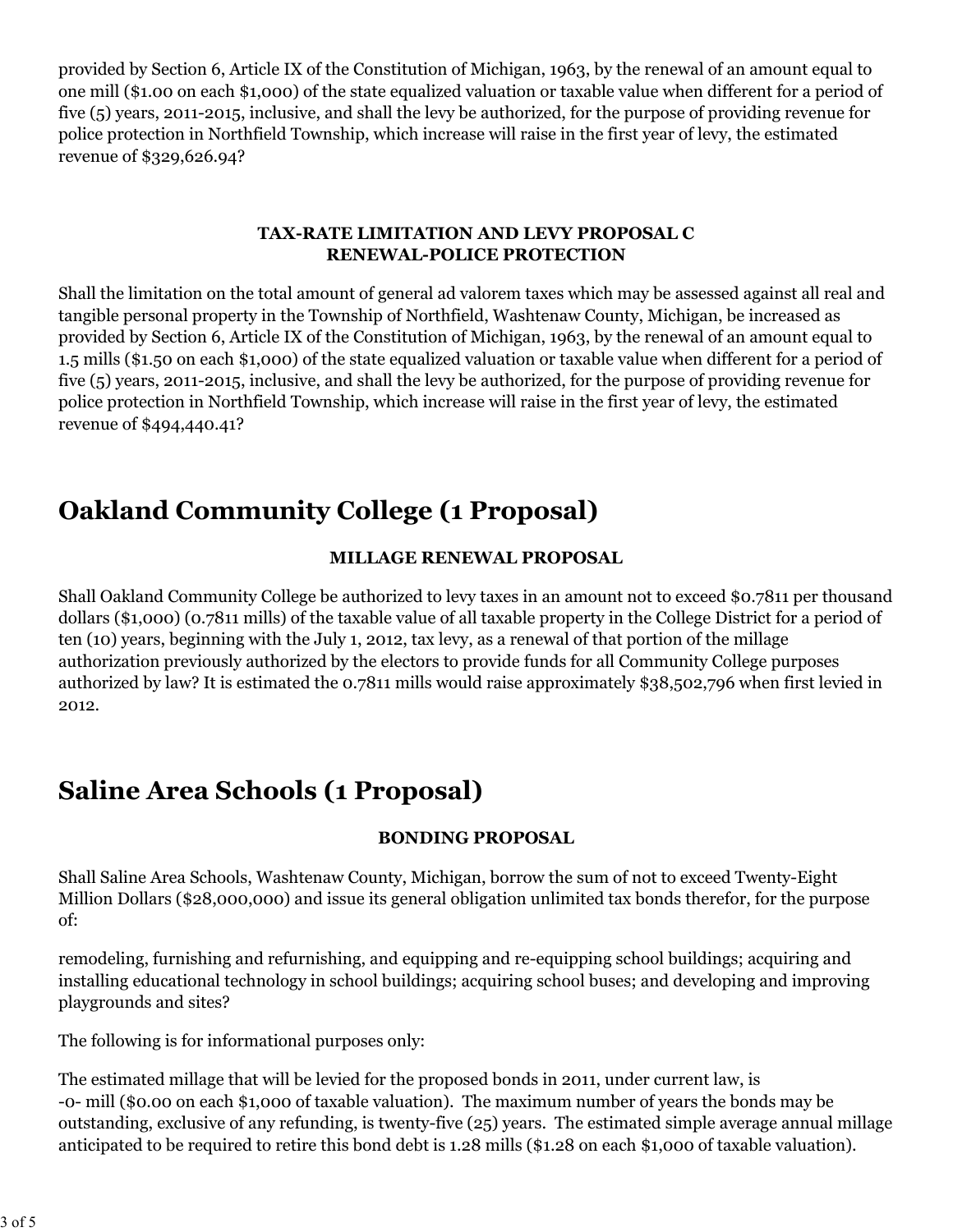provided by Section 6, Article IX of the Constitution of Michigan, 1963, by the renewal of an amount equal to one mill ($1.00 on each $1,000) of the state equalized valuation or taxable value when different for a period of five (5) years, 2011-2015, inclusive, and shall the levy be authorized, for the purpose of providing revenue for police protection in Northfield Township, which increase will raise in the first year of levy, the estimated revenue of $329,626.94?

**TAX-RATE LIMITATION AND LEVY PROPOSAL C**
**RENEWAL-POLICE PROTECTION**

Shall the limitation on the total amount of general ad valorem taxes which may be assessed against all real and tangible personal property in the Township of Northfield, Washtenaw County, Michigan, be increased as provided by Section 6, Article IX of the Constitution of Michigan, 1963, by the renewal of an amount equal to 1.5 mills ($1.50 on each $1,000) of the state equalized valuation or taxable value when different for a period of five (5) years, 2011-2015, inclusive, and shall the levy be authorized, for the purpose of providing revenue for police protection in Northfield Township, which increase will raise in the first year of levy, the estimated revenue of $494,440.41?

## Oakland Community College (1 Proposal)

**MILLAGE RENEWAL PROPOSAL**

Shall Oakland Community College be authorized to levy taxes in an amount not to exceed $0.7811 per thousand dollars ($1,000) (0.7811 mills) of the taxable value of all taxable property in the College District for a period of ten (10) years, beginning with the July 1, 2012, tax levy, as a renewal of that portion of the millage authorization previously authorized by the electors to provide funds for all Community College purposes authorized by law? It is estimated the 0.7811 mills would raise approximately $38,502,796 when first levied in 2012.

## Saline Area Schools (1 Proposal)

**BONDING PROPOSAL**

Shall Saline Area Schools, Washtenaw County, Michigan, borrow the sum of not to exceed Twenty-Eight Million Dollars ($28,000,000) and issue its general obligation unlimited tax bonds therefor, for the purpose of:

remodeling, furnishing and refurnishing, and equipping and re-equipping school buildings; acquiring and installing educational technology in school buildings; acquiring school buses; and developing and improving playgrounds and sites?

The following is for informational purposes only:

The estimated millage that will be levied for the proposed bonds in 2011, under current law, is -0- mill ($0.00 on each $1,000 of taxable valuation). The maximum number of years the bonds may be outstanding, exclusive of any refunding, is twenty-five (25) years. The estimated simple average annual millage anticipated to be required to retire this bond debt is 1.28 mills ($1.28 on each $1,000 of taxable valuation).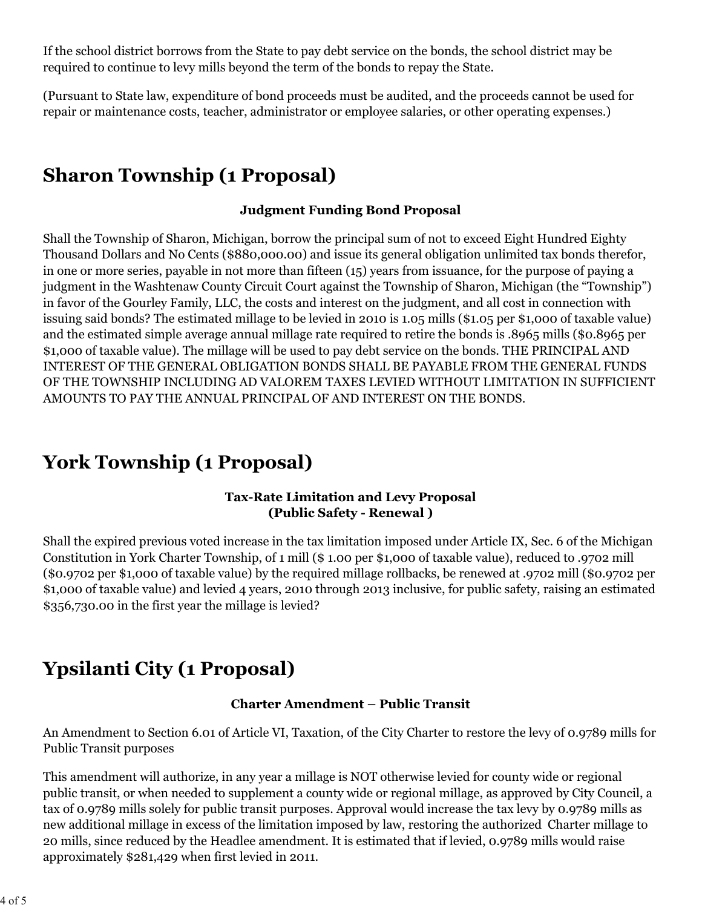If the school district borrows from the State to pay debt service on the bonds, the school district may be required to continue to levy mills beyond the term of the bonds to repay the State.

(Pursuant to State law, expenditure of bond proceeds must be audited, and the proceeds cannot be used for repair or maintenance costs, teacher, administrator or employee salaries, or other operating expenses.)

## Sharon Township (1 Proposal)

**Judgment Funding Bond Proposal**

Shall the Township of Sharon, Michigan, borrow the principal sum of not to exceed Eight Hundred Eighty Thousand Dollars and No Cents ($880,000.00) and issue its general obligation unlimited tax bonds therefor, in one or more series, payable in not more than fifteen (15) years from issuance, for the purpose of paying a judgment in the Washtenaw County Circuit Court against the Township of Sharon, Michigan (the "Township") in favor of the Gourley Family, LLC, the costs and interest on the judgment, and all cost in connection with issuing said bonds? The estimated millage to be levied in 2010 is 1.05 mills ($1.05 per $1,000 of taxable value) and the estimated simple average annual millage rate required to retire the bonds is .8965 mills ($0.8965 per $1,000 of taxable value). The millage will be used to pay debt service on the bonds. THE PRINCIPAL AND INTEREST OF THE GENERAL OBLIGATION BONDS SHALL BE PAYABLE FROM THE GENERAL FUNDS OF THE TOWNSHIP INCLUDING AD VALOREM TAXES LEVIED WITHOUT LIMITATION IN SUFFICIENT AMOUNTS TO PAY THE ANNUAL PRINCIPAL OF AND INTEREST ON THE BONDS.

## York Township (1 Proposal)

**Tax-Rate Limitation and Levy Proposal**
**(Public Safety - Renewal )**

Shall the expired previous voted increase in the tax limitation imposed under Article IX, Sec. 6 of the Michigan Constitution in York Charter Township, of 1 mill ($ 1.00 per $1,000 of taxable value), reduced to .9702 mill ($0.9702 per $1,000 of taxable value) by the required millage rollbacks, be renewed at .9702 mill ($0.9702 per $1,000 of taxable value) and levied 4 years, 2010 through 2013 inclusive, for public safety, raising an estimated $356,730.00 in the first year the millage is levied?

## Ypsilanti City (1 Proposal)

**Charter Amendment – Public Transit**

An Amendment to Section 6.01 of Article VI, Taxation, of the City Charter to restore the levy of 0.9789 mills for Public Transit purposes

This amendment will authorize, in any year a millage is NOT otherwise levied for county wide or regional public transit, or when needed to supplement a county wide or regional millage, as approved by City Council, a tax of 0.9789 mills solely for public transit purposes. Approval would increase the tax levy by 0.9789 mills as new additional millage in excess of the limitation imposed by law, restoring the authorized Charter millage to 20 mills, since reduced by the Headlee amendment. It is estimated that if levied, 0.9789 mills would raise approximately $281,429 when first levied in 2011.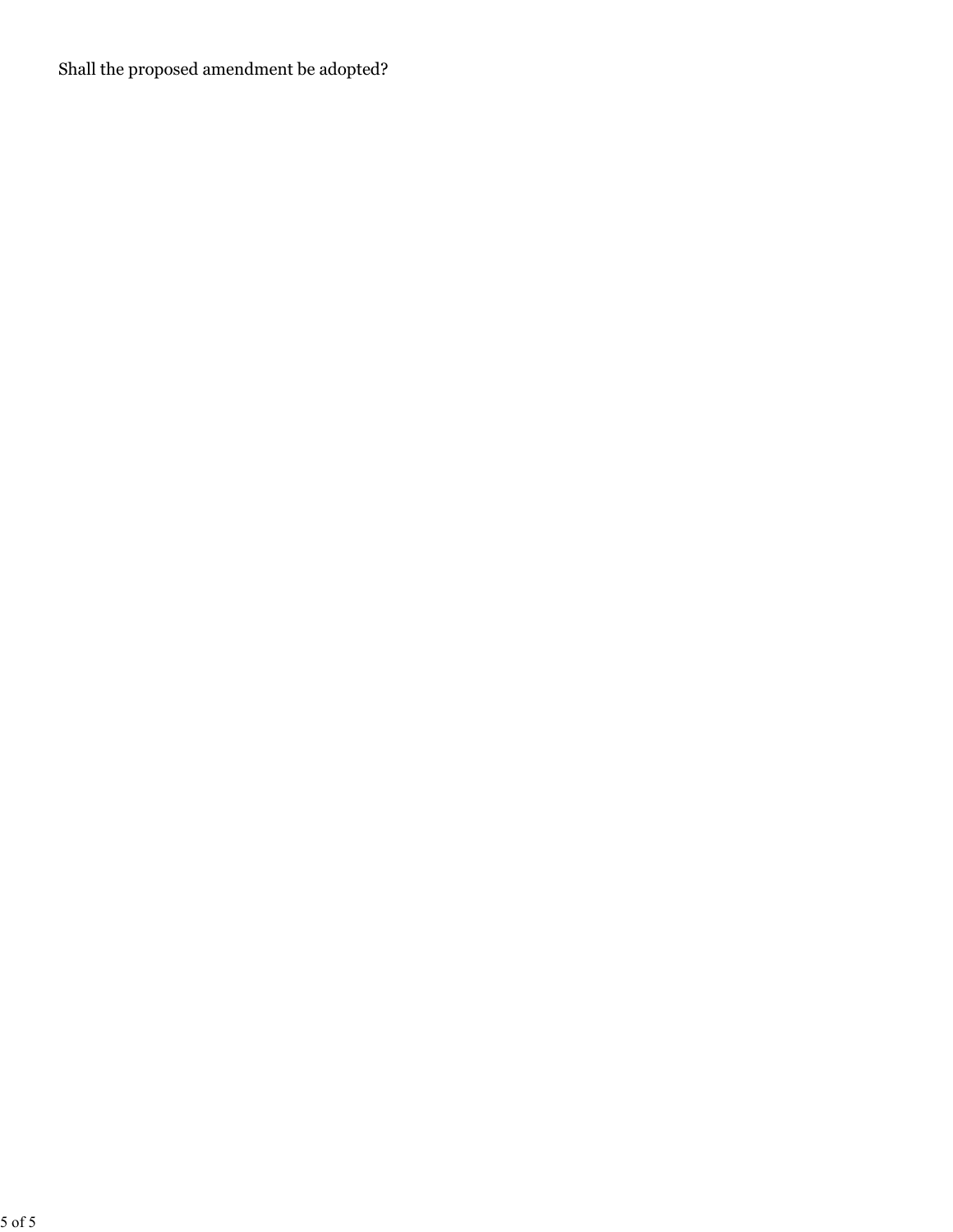Shall the proposed amendment be adopted?